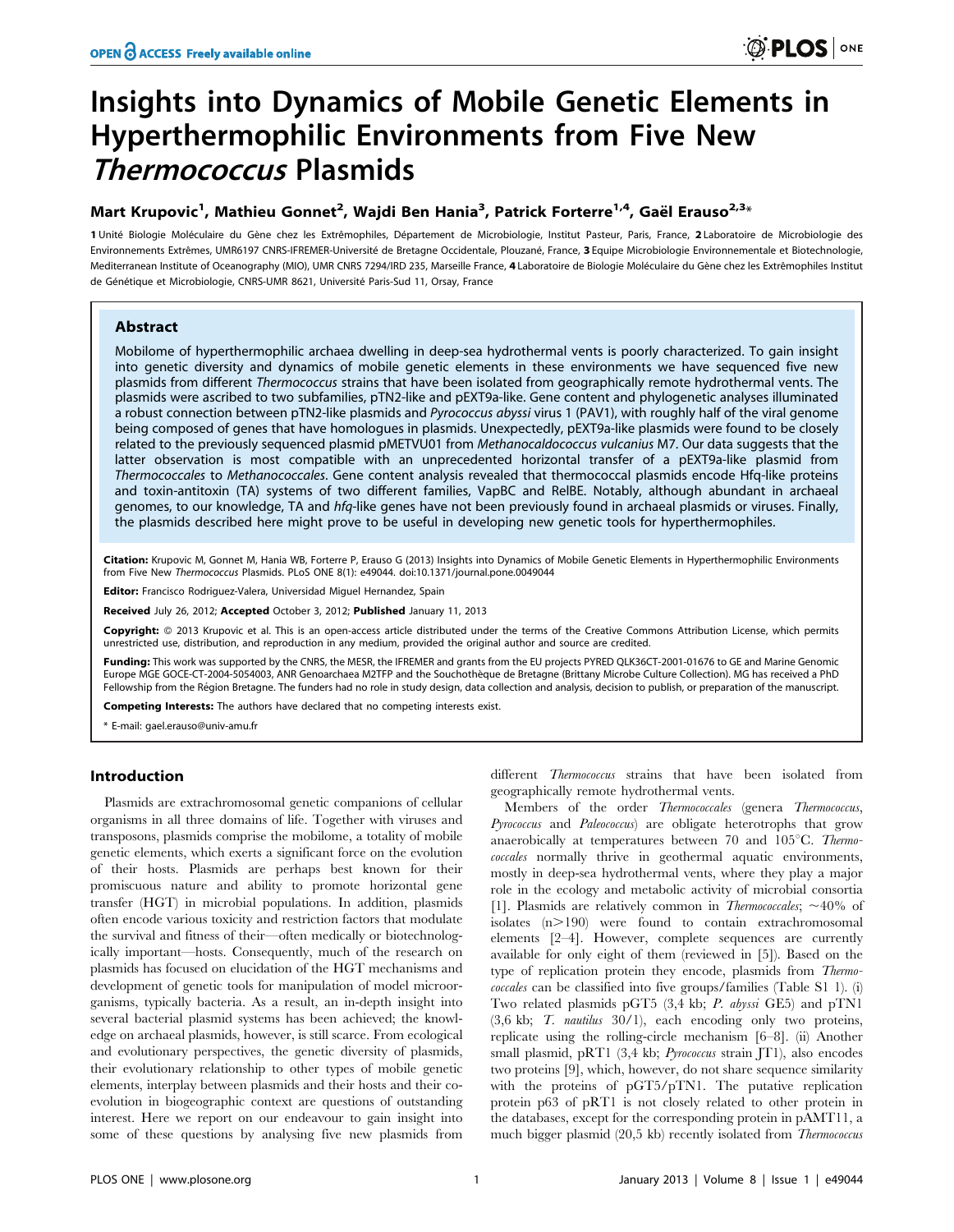# Insights into Dynamics of Mobile Genetic Elements in Hyperthermophilic Environments from Five New *Thermococcus* Plasmids

**Mart Krupovic[1], Mathieu Gonnet[2], Wajdi Ben Hania[3], Patrick Forterre[1,4], Gaël Erauso[2,3]***

1 Unité Biologie Moléculaire du Gène chez les Extrêmophiles, Département de Microbiologie, Institut Pasteur, Paris, France, 2 Laboratoire de Microbiologie des Environnements Extrêmes, UMR6197 CNRS-IFREMER-Université de Bretagne Occidentale, Plouzané, France, 3 Equipe Microbiologie Environnementale et Biotechnologie, Mediterranean Institute of Oceanography (MIO), UMR CNRS 7294/IRD 235, Marseille France, 4 Laboratoire de Biologie Moléculaire du Gène chez les Extrêmophiles Institut de Génétique et Microbiologie, CNRS-UMR 8621, Université Paris-Sud 11, Orsay, France

## Abstract

Mobilome of hyperthermophilic archaea dwelling in deep-sea hydrothermal vents is poorly characterized. To gain insight into genetic diversity and dynamics of mobile genetic elements in these environments we have sequenced five new plasmids from different *Thermococcus* strains that have been isolated from geographically remote hydrothermal vents. The plasmids were ascribed to two subfamilies, pTN2-like and pEXT9a-like. Gene content and phylogenetic analyses illuminated a robust connection between pTN2-like plasmids and *Pyrococcus abyssi* virus 1 (PAV1), with roughly half of the viral genome being composed of genes that have homologues in plasmids. Unexpectedly, pEXT9a-like plasmids were found to be closely related to the previously sequenced plasmid pMETVU01 from *Methanocaldococcus vulcanius* M7. Our data suggests that the latter observation is most compatible with an unprecedented horizontal transfer of a pEXT9a-like plasmid from *Thermococcales* to *Methanococcales*. Gene content analysis revealed that thermococcal plasmids encode Hfq-like proteins and toxin-antitoxin (TA) systems of two different families, VapBC and RelBE. Notably, although abundant in archaeal genomes, to our knowledge, TA and *hfq*-like genes have not been previously found in archaeal plasmids or viruses. Finally, the plasmids described here might prove to be useful in developing new genetic tools for hyperthermophiles.

**Citation:** Krupovic M, Gonnet M, Hania WB, Forterre P, Erauso G (2013) Insights into Dynamics of Mobile Genetic Elements in Hyperthermophilic Environments from Five New *Thermococcus* Plasmids. PLoS ONE 8(1): e49044. doi:10.1371/journal.pone.0049044

**Editor:** Francisco Rodriguez-Valera, Universidad Miguel Hernandez, Spain

**Received** July 26, 2012; **Accepted** October 3, 2012; **Published** January 11, 2013

**Copyright:** © 2013 Krupovic et al. This is an open-access article distributed under the terms of the Creative Commons Attribution License, which permits unrestricted use, distribution, and reproduction in any medium, provided the original author and source are credited.

**Funding:** This work was supported by the CNRS, the MESR, the IFREMER and grants from the EU projects PYRED QLK36CT-2001-01676 to GE and Marine Genomic Europe MGE GOCE-CT-2004-5054003, ANR Genoarchaea M2TFP and the Souchothèque de Bretagne (Brittany Microbe Culture Collection). MG has received a PhD Fellowship from the Région Bretagne. The funders had no role in study design, data collection and analysis, decision to publish, or preparation of the manuscript.

**Competing Interests:** The authors have declared that no competing interests exist.

* E-mail: gael.erauso@univ-amu.fr

## Introduction

Plasmids are extrachromosomal genetic companions of cellular organisms in all three domains of life. Together with viruses and transposons, plasmids comprise the mobilome, a totality of mobile genetic elements, which exerts a significant force on the evolution of their hosts. Plasmids are perhaps best known for their promiscuous nature and ability to promote horizontal gene transfer (HGT) in microbial populations. In addition, plasmids often encode various toxicity and restriction factors that modulate the survival and fitness of their—often medically or biotechnologically important—hosts. Consequently, much of the research on plasmids has focused on elucidation of the HGT mechanisms and development of genetic tools for manipulation of model microorganisms, typically bacteria. As a result, an in-depth insight into several bacterial plasmid systems has been achieved; the knowledge on archaeal plasmids, however, is still scarce. From ecological and evolutionary perspectives, the genetic diversity of plasmids, their evolutionary relationship to other types of mobile genetic elements, interplay between plasmids and their hosts and their coevolution in biogeographic context are questions of outstanding interest. Here we report on our endeavour to gain insight into some of these questions by analysing five new plasmids from different *Thermococcus* strains that have been isolated from geographically remote hydrothermal vents.

Members of the order *Thermococcales* (genera *Thermococcus*, *Pyrococcus* and *Paleococcus*) are obligate heterotrophs that grow anaerobically at temperatures between 70 and 105°C. *Thermococcales* normally thrive in geothermal aquatic environments, mostly in deep-sea hydrothermal vents, where they play a major role in the ecology and metabolic activity of microbial consortia [1]. Plasmids are relatively common in *Thermococcales*; ~40% of isolates (n>190) were found to contain extrachromosomal elements [2–4]. However, complete sequences are currently available for only eight of them (reviewed in [5]). Based on the type of replication protein they encode, plasmids from *Thermococcales* can be classified into five groups/families (Table S1 1). (i) Two related plasmids pGT5 (3,4 kb; *P. abyssi* GE5) and pTN1 (3,6 kb; *T. nautilus* 30/1), each encoding only two proteins, replicate using the rolling-circle mechanism [6–8]. (ii) Another small plasmid, pRT1 (3,4 kb; *Pyrococcus* strain JT1), also encodes two proteins [9], which, however, do not share sequence similarity with the proteins of pGT5/pTN1. The putative replication protein p63 of pRT1 is not closely related to other protein in the databases, except for the corresponding protein in pAMT11, a much bigger plasmid (20,5 kb) recently isolated from *Thermococcus*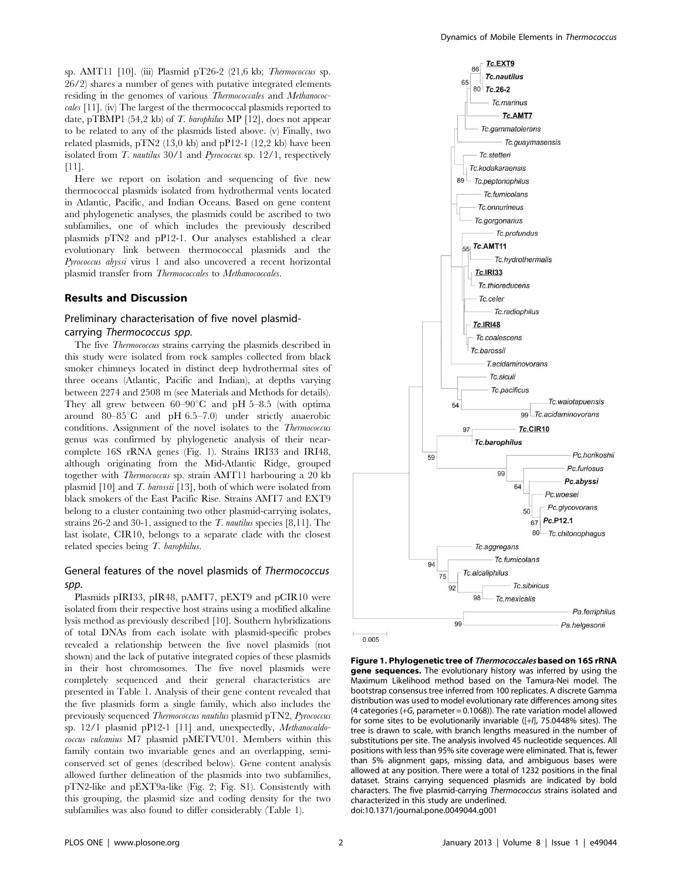sp. AMT11 [10]. (iii) Plasmid pT26-2 (21,6 kb; *Thermococcus* sp. 26/2) shares a number of genes with putative integrated elements residing in the genomes of various *Thermococcales* and *Methanococcales* [11]. (iv) The largest of the thermococcal plasmids reported to date, pTBMP1 (54,2 kb) of *T. barophilus* MP [12], does not appear to be related to any of the plasmids listed above. (v) Finally, two related plasmids, pTN2 (13,0 kb) and pP12-1 (12,2 kb) have been isolated from *T. nautilus* 30/1 and *Pyrococcus* sp. 12/1, respectively [11].

Here we report on isolation and sequencing of five new thermococcal plasmids isolated from hydrothermal vents located in Atlantic, Pacific, and Indian Oceans. Based on gene content and phylogenetic analyses, the plasmids could be ascribed to two subfamilies, one of which includes the previously described plasmids pTN2 and pP12-1. Our analyses established a clear evolutionary link between thermococcal plasmids and the *Pyrococcus abyssi* virus 1 and also uncovered a recent horizontal plasmid transfer from *Thermococcales* to *Methanococcales*.

## Results and Discussion

### Preliminary characterisation of five novel plasmid-carrying *Thermococcus spp.*

The five *Thermococcus* strains carrying the plasmids described in this study were isolated from rock samples collected from black smoker chimneys located in distinct deep hydrothermal sites of three oceans (Atlantic, Pacific and Indian), at depths varying between 2274 and 2508 m (see Materials and Methods for details). They all grew between 60–90°C and pH 5–8.5 (with optima around 80–85°C and pH 6.5–7.0) under strictly anaerobic conditions. Assignment of the novel isolates to the *Thermococcus* genus was confirmed by phylogenetic analysis of their near-complete 16S rRNA genes (Fig. 1). Strains IRI33 and IRI48, although originating from the Mid-Atlantic Ridge, grouped together with *Thermococcus* sp. strain AMT11 harbouring a 20 kb plasmid [10] and *T. barossii* [13], both of which were isolated from black smokers of the East Pacific Rise. Strains AMT7 and EXT9 belong to a cluster containing two other plasmid-carrying isolates, strains 26-2 and 30-1, assigned to the *T. nautilus* species [8,11]. The last isolate, CIR10, belongs to a separate clade with the closest related species being *T. barophilus*.

### General features of the novel plasmids of *Thermococcus spp.*

Plasmids pIRI33, pIR48, pAMT7, pEXT9 and pCIR10 were isolated from their respective host strains using a modified alkaline lysis method as previously described [10]. Southern hybridizations of total DNAs from each isolate with plasmid-specific probes revealed a relationship between the five novel plasmids (not shown) and the lack of putative integrated copies of these plasmids in their host chromosomes. The five novel plasmids were completely sequenced and their general characteristics are presented in Table 1. Analysis of their gene content revealed that the five plasmids form a single family, which also includes the previously sequenced *Thermococcus nautilus* plasmid pTN2, *Pyrococcus* sp. 12/1 plasmid pP12-1 [11] and, unexpectedly, *Methanocaldococcus vulcanius* M7 plasmid pMETVU01. Members within this family contain two invariable genes and an overlapping, semi-conserved set of genes (described below). Gene content analysis allowed further delineation of the plasmids into two subfamilies, pTN2-like and pEXT9a-like (Fig. 2; Fig. S1). Consistently with this grouping, the plasmid size and coding density for the two subfamilies was also found to differ considerably (Table 1).

**Figure 1. Phylogenetic tree of *Thermococcales* based on 16S rRNA gene sequences.** The evolutionary history was inferred by using the Maximum Likelihood method based on the Tamura-Nei model. The bootstrap consensus tree inferred from 100 replicates. A discrete Gamma distribution was used to model evolutionary rate differences among sites (4 categories (+G, parameter = 0.1068)). The rate variation model allowed for some sites to be evolutionarily invariable ([+I], 75.0448% sites). The tree is drawn to scale, with branch lengths measured in the number of substitutions per site. The analysis involved 45 nucleotide sequences. All positions with less than 95% site coverage were eliminated. That is, fewer than 5% alignment gaps, missing data, and ambiguous bases were allowed at any position. There were a total of 1232 positions in the final dataset. Strains carrying sequenced plasmids are indicated by bold characters. The five plasmid-carrying *Thermococcus* strains isolated and characterized in this study are underlined.
doi:10.1371/journal.pone.0049044.g001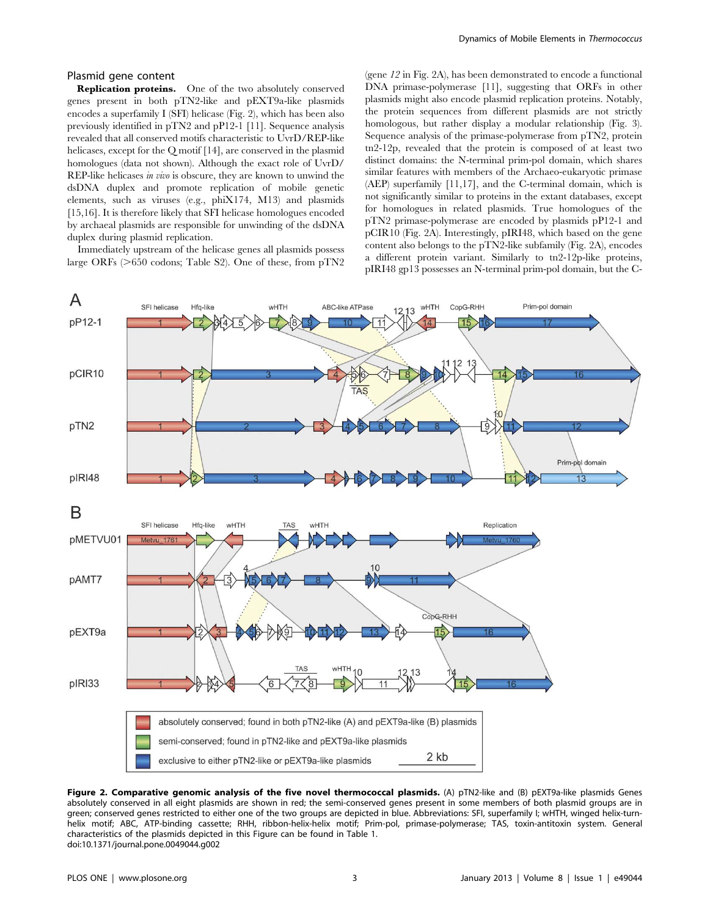## Plasmid gene content

**Replication proteins.** One of the two absolutely conserved genes present in both pTN2-like and pEXT9a-like plasmids encodes a superfamily I (SFI) helicase (Fig. 2), which has been also previously identified in pTN2 and pP12-1 [11]. Sequence analysis revealed that all conserved motifs characteristic to UvrD/REP-like helicases, except for the Q motif [14], are conserved in the plasmid homologues (data not shown). Although the exact role of UvrD/REP-like helicases *in vivo* is obscure, they are known to unwind the dsDNA duplex and promote replication of mobile genetic elements, such as viruses (e.g., phiX174, M13) and plasmids [15,16]. It is therefore likely that SFI helicase homologues encoded by archaeal plasmids are responsible for unwinding of the dsDNA duplex during plasmid replication.

Immediately upstream of the helicase genes all plasmids possess large ORFs (>650 codons; Table S2). One of these, from pTN2 (gene *12* in Fig. 2A), has been demonstrated to encode a functional DNA primase-polymerase [11], suggesting that ORFs in other plasmids might also encode plasmid replication proteins. Notably, the protein sequences from different plasmids are not strictly homologous, but rather display a modular relationship (Fig. 3). Sequence analysis of the primase-polymerase from pTN2, protein tn2-12p, revealed that the protein is composed of at least two distinct domains: the N-terminal prim-pol domain, which shares similar features with members of the Archaeo-eukaryotic primase (AEP) superfamily [11,17], and the C-terminal domain, which is not significantly similar to proteins in the extant databases, except for homologues in related plasmids. True homologues of the pTN2 primase-polymerase are encoded by plasmids pP12-1 and pCIR10 (Fig. 2A). Interestingly, pIRI48, which based on the gene content also belongs to the pTN2-like subfamily (Fig. 2A), encodes a different protein variant. Similarly to tn2-12p-like proteins, pIRI48 gp13 possesses an N-terminal prim-pol domain, but the C-

**Figure 2. Comparative genomic analysis of the five novel thermococcal plasmids.** (A) pTN2-like and (B) pEXT9a-like plasmids Genes absolutely conserved in all eight plasmids are shown in red; the semi-conserved genes present in some members of both plasmid groups are in green; conserved genes restricted to either one of the two groups are depicted in blue. Abbreviations: SFI, superfamily I; wHTH, winged helix-turn-helix motif; ABC, ATP-binding cassette; RHH, ribbon-helix-helix motif; Prim-pol, primase-polymerase; TAS, toxin-antitoxin system. General characteristics of the plasmids depicted in this Figure can be found in Table 1.
doi:10.1371/journal.pone.0049044.g002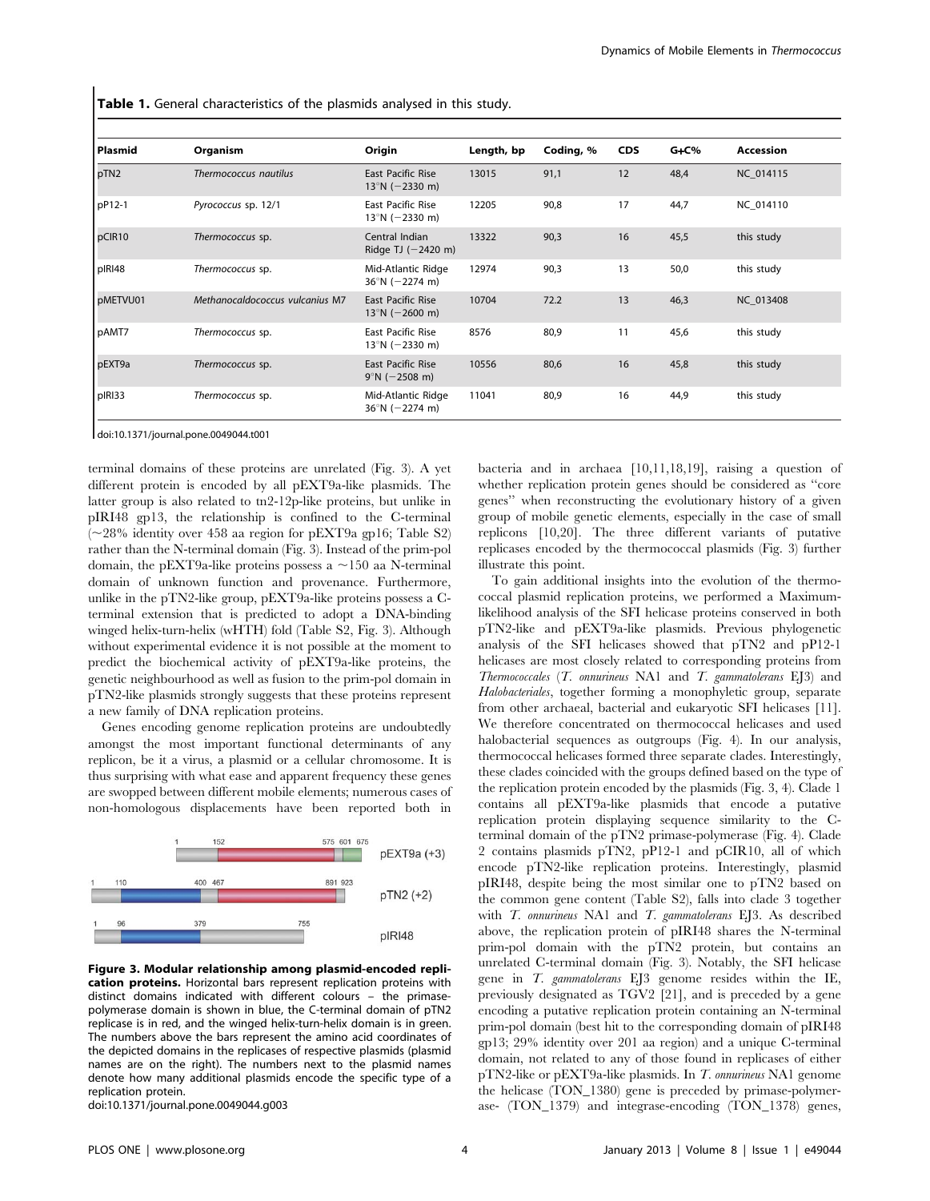**Table 1.** General characteristics of the plasmids analysed in this study.

| Plasmid | Organism | Origin | Length, bp | Coding, % | CDS | G+C% | Accession |
|---|---|---|---|---|---|---|---|
| pTN2 | *Thermococcus nautilus* | East Pacific Rise 13°N (−2330 m) | 13015 | 91,1 | 12 | 48,4 | NC_014115 |
| pP12-1 | *Pyrococcus* sp. 12/1 | East Pacific Rise 13°N (−2330 m) | 12205 | 90,8 | 17 | 44,7 | NC_014110 |
| pCIR10 | *Thermococcus* sp. | Central Indian Ridge TJ (−2420 m) | 13322 | 90,3 | 16 | 45,5 | this study |
| pIRI48 | *Thermococcus* sp. | Mid-Atlantic Ridge 36°N (−2274 m) | 12974 | 90,3 | 13 | 50,0 | this study |
| pMETVU01 | *Methanocaldococcus vulcanius* M7 | East Pacific Rise 13°N (−2600 m) | 10704 | 72.2 | 13 | 46,3 | NC_013408 |
| pAMT7 | *Thermococcus* sp. | East Pacific Rise 13°N (−2330 m) | 8576 | 80,9 | 11 | 45,6 | this study |
| pEXT9a | *Thermococcus* sp. | East Pacific Rise 9°N (−2508 m) | 10556 | 80,6 | 16 | 45,8 | this study |
| pIRI33 | *Thermococcus* sp. | Mid-Atlantic Ridge 36°N (−2274 m) | 11041 | 80,9 | 16 | 44,9 | this study |

doi:10.1371/journal.pone.0049044.t001

terminal domains of these proteins are unrelated (Fig. 3). A yet different protein is encoded by all pEXT9a-like plasmids. The latter group is also related to tn2-12p-like proteins, but unlike in pIRI48 gp13, the relationship is confined to the C-terminal (~28% identity over 458 aa region for pEXT9a gp16; Table S2) rather than the N-terminal domain (Fig. 3). Instead of the prim-pol domain, the pEXT9a-like proteins possess a ~150 aa N-terminal domain of unknown function and provenance. Furthermore, unlike in the pTN2-like group, pEXT9a-like proteins possess a C-terminal extension that is predicted to adopt a DNA-binding winged helix-turn-helix (wHTH) fold (Table S2, Fig. 3). Although without experimental evidence it is not possible at the moment to predict the biochemical activity of pEXT9a-like proteins, the genetic neighbourhood as well as fusion to the prim-pol domain in pTN2-like plasmids strongly suggests that these proteins represent a new family of DNA replication proteins.

Genes encoding genome replication proteins are undoubtedly amongst the most important functional determinants of any replicon, be it a virus, a plasmid or a cellular chromosome. It is thus surprising with what ease and apparent frequency these genes are swopped between different mobile elements; numerous cases of non-homologous displacements have been reported both in bacteria and in archaea [10,11,18,19], raising a question of whether replication protein genes should be considered as "core genes" when reconstructing the evolutionary history of a given group of mobile genetic elements, especially in the case of small replicons [10,20]. The three different variants of putative replicases encoded by the thermococcal plasmids (Fig. 3) further illustrate this point.

To gain additional insights into the evolution of the thermococcal plasmid replication proteins, we performed a Maximum-likelihood analysis of the SFI helicase proteins conserved in both pTN2-like and pEXT9a-like plasmids. Previous phylogenetic analysis of the SFI helicases showed that pTN2 and pP12-1 helicases are most closely related to corresponding proteins from *Thermococcales* (*T. onnurineus* NA1 and *T. gammatolerans* EJ3) and *Halobacteriales*, together forming a monophyletic group, separate from other archaeal, bacterial and eukaryotic SFI helicases [11]. We therefore concentrated on thermococcal helicases and used halobacterial sequences as outgroups (Fig. 4). In our analysis, thermococcal helicases formed three separate clades. Interestingly, these clades coincided with the groups defined based on the type of the replication protein encoded by the plasmids (Fig. 3, 4). Clade 1 contains all pEXT9a-like plasmids that encode a putative replication protein displaying sequence similarity to the C-terminal domain of the pTN2 primase-polymerase (Fig. 4). Clade 2 contains plasmids pTN2, pP12-1 and pCIR10, all of which encode pTN2-like replication proteins. Interestingly, plasmid pIRI48, despite being the most similar one to pTN2 based on the common gene content (Table S2), falls into clade 3 together with *T. onnurineus* NA1 and *T. gammatolerans* EJ3. As described above, the replication protein of pIRI48 shares the N-terminal prim-pol domain with the pTN2 protein, but contains an unrelated C-terminal domain (Fig. 3). Notably, the SFI helicase gene in *T. gammatolerans* EJ3 genome resides within the IE, previously designated as TGV2 [21], and is preceded by a gene encoding a putative replication protein containing an N-terminal prim-pol domain (best hit to the corresponding domain of pIRI48 gp13; 29% identity over 201 aa region) and a unique C-terminal domain, not related to any of those found in replicases of either pTN2-like or pEXT9a-like plasmids. In *T. onnurineus* NA1 genome the helicase (TON_1380) gene is preceded by primase-polymerase- (TON_1379) and integrase-encoding (TON_1378) genes,

**Figure 3. Modular relationship among plasmid-encoded replication proteins.** Horizontal bars represent replication proteins with distinct domains indicated with different colours – the primase-polymerase domain is shown in blue, the C-terminal domain of pTN2 replicase is in red, and the winged helix-turn-helix domain is in green. The numbers above the bars represent the amino acid coordinates of the depicted domains in the replicases of respective plasmids (plasmid names are on the right). The numbers next to the plasmid names denote how many additional plasmids encode the specific type of a replication protein.
doi:10.1371/journal.pone.0049044.g003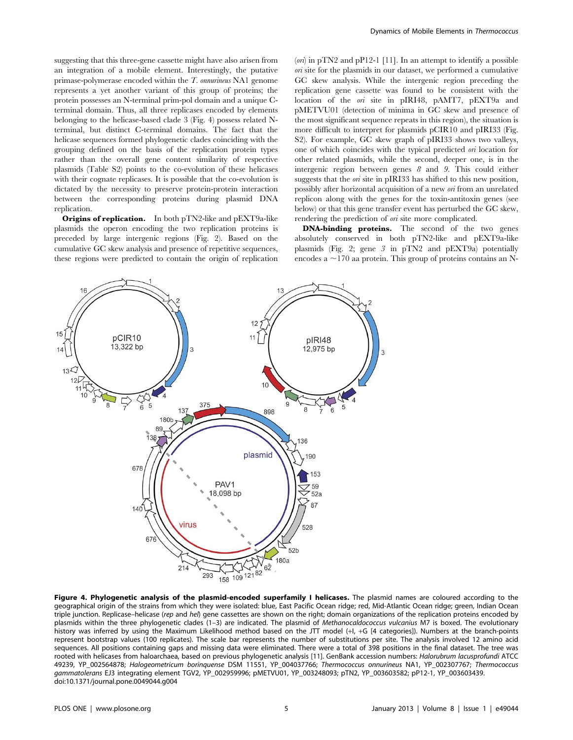suggesting that this three-gene cassette might have also arisen from an integration of a mobile element. Interestingly, the putative primase-polymerase encoded within the *T. onnurineus* NA1 genome represents a yet another variant of this group of proteins; the protein possesses an N-terminal prim-pol domain and a unique C-terminal domain. Thus, all three replicases encoded by elements belonging to the helicase-based clade 3 (Fig. 4) possess related N-terminal, but distinct C-terminal domains. The fact that the helicase sequences formed phylogenetic clades coinciding with the grouping defined on the basis of the replication protein types rather than the overall gene content similarity of respective plasmids (Table S2) points to the co-evolution of these helicases with their cognate replicases. It is possible that the co-evolution is dictated by the necessity to preserve protein-protein interaction between the corresponding proteins during plasmid DNA replication.

**Origins of replication.** In both pTN2-like and pEXT9a-like plasmids the operon encoding the two replication proteins is preceded by large intergenic regions (Fig. 2). Based on the cumulative GC skew analysis and presence of repetitive sequences, these regions were predicted to contain the origin of replication (*ori*) in pTN2 and pP12-1 [11]. In an attempt to identify a possible *ori* site for the plasmids in our dataset, we performed a cumulative GC skew analysis. While the intergenic region preceding the replication gene cassette was found to be consistent with the location of the *ori* site in pIRI48, pAMT7, pEXT9a and pMETVU01 (detection of minima in GC skew and presence of the most significant sequence repeats in this region), the situation is more difficult to interpret for plasmids pCIR10 and pIRI33 (Fig. S2). For example, GC skew graph of pIRI33 shows two valleys, one of which coincides with the typical predicted *ori* location for other related plasmids, while the second, deeper one, is in the intergenic region between genes *8* and *9*. This could either suggests that the *ori* site in pIRI33 has shifted to this new position, possibly after horizontal acquisition of a new *ori* from an unrelated replicon along with the genes for the toxin-antitoxin genes (see below) or that this gene transfer event has perturbed the GC skew, rendering the prediction of *ori* site more complicated.

**DNA-binding proteins.** The second of the two genes absolutely conserved in both pTN2-like and pEXT9a-like plasmids (Fig. 2; gene *3* in pTN2 and pEXT9a) potentially encodes a ~170 aa protein. This group of proteins contains an N-

**Figure 4. Phylogenetic analysis of the plasmid-encoded superfamily I helicases.** The plasmid names are coloured according to the geographical origin of the strains from which they were isolated: blue, East Pacific Ocean ridge; red, Mid-Atlantic Ocean ridge; green, Indian Ocean triple junction. Replicase–helicase (*rep* and *hel*) gene cassettes are shown on the right; domain organizations of the replication proteins encoded by plasmids within the three phylogenetic clades (1–3) are indicated. The plasmid of *Methanocaldococcus vulcanius* M7 is boxed. The evolutionary history was inferred by using the Maximum Likelihood method based on the JTT model (+I, +G [4 categories]). Numbers at the branch-points represent bootstrap values (100 replicates). The scale bar represents the number of substitutions per site. The analysis involved 12 amino acid sequences. All positions containing gaps and missing data were eliminated. There were a total of 398 positions in the final dataset. The tree was rooted with helicases from haloarchaea, based on previous phylogenetic analysis [11]. GenBank accession numbers: *Halorubrum lacusprofundi* ATCC 49239, YP_002564878; *Halogeometricum borinquense* DSM 11551, YP_004037766; *Thermococcus onnurineus* NA1, YP_002307767; *Thermococcus gammatolerans* EJ3 integrating element TGV2, YP_002959996; pMETVU01, YP_003248093; pTN2, YP_003603582; pP12-1, YP_003603439.
doi:10.1371/journal.pone.0049044.g004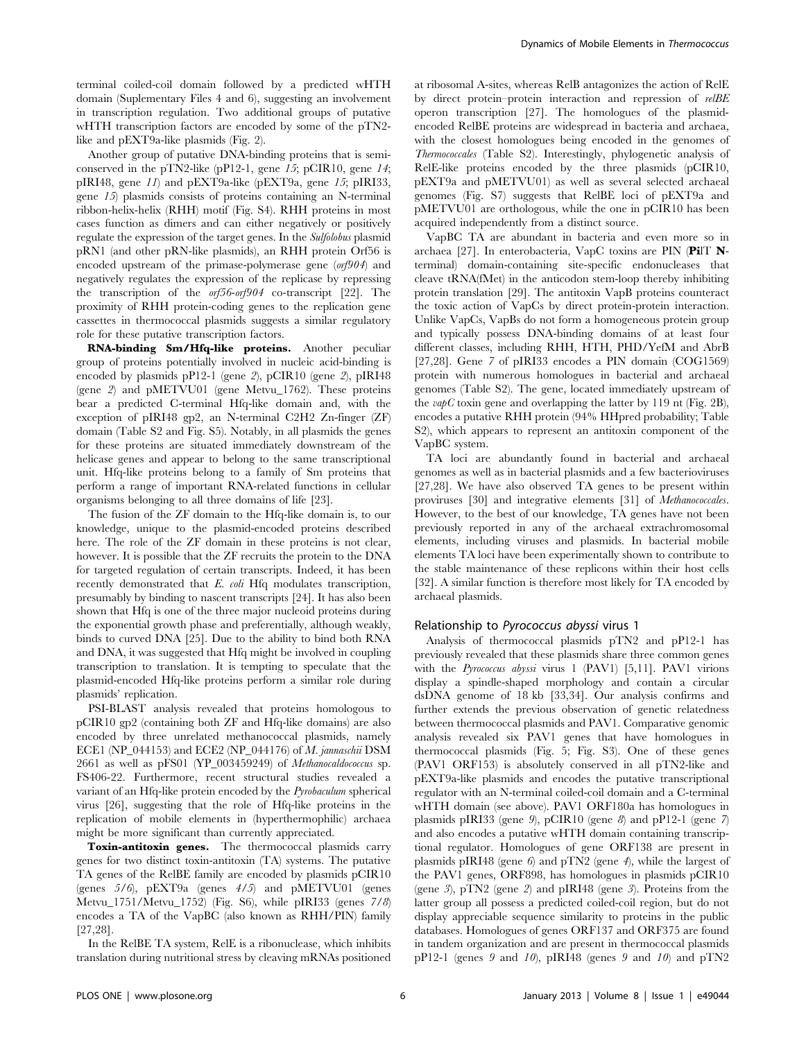terminal coiled-coil domain followed by a predicted wHTH domain (Suplementary Files 4 and 6), suggesting an involvement in transcription regulation. Two additional groups of putative wHTH transcription factors are encoded by some of the pTN2-like and pEXT9a-like plasmids (Fig. 2).

Another group of putative DNA-binding proteins that is semi-conserved in the pTN2-like (pP12-1, gene *15*; pCIR10, gene *14*; pIRI48, gene *11*) and pEXT9a-like (pEXT9a, gene *15*; pIRI33, gene *15*) plasmids consists of proteins containing an N-terminal ribbon-helix-helix (RHH) motif (Fig. S4). RHH proteins in most cases function as dimers and can either negatively or positively regulate the expression of the target genes. In the *Sulfolobus* plasmid pRN1 (and other pRN-like plasmids), an RHH protein Orf56 is encoded upstream of the primase-polymerase gene (*orf904*) and negatively regulates the expression of the replicase by repressing the transcription of the *orf56-orf904* co-transcript [22]. The proximity of RHH protein-coding genes to the replication gene cassettes in thermococcal plasmids suggests a similar regulatory role for these putative transcription factors.

**RNA-binding Sm/Hfq-like proteins.** Another peculiar group of proteins potentially involved in nucleic acid-binding is encoded by plasmids pP12-1 (gene *2*), pCIR10 (gene *2*), pIRI48 (gene *2*) and pMETVU01 (gene Metvu_1762). These proteins bear a predicted C-terminal Hfq-like domain and, with the exception of pIRI48 gp2, an N-terminal C2H2 Zn-finger (ZF) domain (Table S2 and Fig. S5). Notably, in all plasmids the genes for these proteins are situated immediately downstream of the helicase genes and appear to belong to the same transcriptional unit. Hfq-like proteins belong to a family of Sm proteins that perform a range of important RNA-related functions in cellular organisms belonging to all three domains of life [23].

The fusion of the ZF domain to the Hfq-like domain is, to our knowledge, unique to the plasmid-encoded proteins described here. The role of the ZF domain in these proteins is not clear, however. It is possible that the ZF recruits the protein to the DNA for targeted regulation of certain transcripts. Indeed, it has been recently demonstrated that *E. coli* Hfq modulates transcription, presumably by binding to nascent transcripts [24]. It has also been shown that Hfq is one of the three major nucleoid proteins during the exponential growth phase and preferentially, although weakly, binds to curved DNA [25]. Due to the ability to bind both RNA and DNA, it was suggested that Hfq might be involved in coupling transcription to translation. It is tempting to speculate that the plasmid-encoded Hfq-like proteins perform a similar role during plasmids' replication.

PSI-BLAST analysis revealed that proteins homologous to pCIR10 gp2 (containing both ZF and Hfq-like domains) are also encoded by three unrelated methanococcal plasmids, namely ECE1 (NP_044153) and ECE2 (NP_044176) of *M. jannaschii* DSM 2661 as well as pFS01 (YP_003459249) of *Methanocaldococcus* sp. FS406-22. Furthermore, recent structural studies revealed a variant of an Hfq-like protein encoded by the *Pyrobaculum* spherical virus [26], suggesting that the role of Hfq-like proteins in the replication of mobile elements in (hyperthermophilic) archaea might be more significant than currently appreciated.

**Toxin-antitoxin genes.** The thermococcal plasmids carry genes for two distinct toxin-antitoxin (TA) systems. The putative TA genes of the RelBE family are encoded by plasmids pCIR10 (genes *5/6*), pEXT9a (genes *4/5*) and pMETVU01 (genes Metvu_1751/Metvu_1752) (Fig. S6), while pIRI33 (genes *7/8*) encodes a TA of the VapBC (also known as RHH/PIN) family [27,28].

In the RelBE TA system, RelE is a ribonuclease, which inhibits translation during nutritional stress by cleaving mRNAs positioned at ribosomal A-sites, whereas RelB antagonizes the action of RelE by direct protein–protein interaction and repression of *relBE* operon transcription [27]. The homologues of the plasmid-encoded RelBE proteins are widespread in bacteria and archaea, with the closest homologues being encoded in the genomes of *Thermococcales* (Table S2). Interestingly, phylogenetic analysis of RelE-like proteins encoded by the three plasmids (pCIR10, pEXT9a and pMETVU01) as well as several selected archaeal genomes (Fig. S7) suggests that RelBE loci of pEXT9a and pMETVU01 are orthologous, while the one in pCIR10 has been acquired independently from a distinct source.

VapBC TA are abundant in bacteria and even more so in archaea [27]. In enterobacteria, VapC toxins are PIN (**Pi**lT **N**-terminal) domain-containing site-specific endonucleases that cleave tRNA(fMet) in the anticodon stem-loop thereby inhibiting protein translation [29]. The antitoxin VapB proteins counteract the toxic action of VapCs by direct protein-protein interaction. Unlike VapCs, VapBs do not form a homogeneous protein group and typically possess DNA-binding domains of at least four different classes, including RHH, HTH, PHD/YefM and AbrB [27,28]. Gene *7* of pIRI33 encodes a PIN domain (COG1569) protein with numerous homologues in bacterial and archaeal genomes (Table S2). The gene, located immediately upstream of the *vapC* toxin gene and overlapping the latter by 119 nt (Fig. 2B), encodes a putative RHH protein (94% HHpred probability; Table S2), which appears to represent an antitoxin component of the VapBC system.

TA loci are abundantly found in bacterial and archaeal genomes as well as in bacterial plasmids and a few bacterioviruses [27,28]. We have also observed TA genes to be present within proviruses [30] and integrative elements [31] of *Methanococcales*. However, to the best of our knowledge, TA genes have not been previously reported in any of the archaeal extrachromosomal elements, including viruses and plasmids. In bacterial mobile elements TA loci have been experimentally shown to contribute to the stable maintenance of these replicons within their host cells [32]. A similar function is therefore most likely for TA encoded by archaeal plasmids.

### Relationship to *Pyrococcus abyssi* virus 1

Analysis of thermococcal plasmids pTN2 and pP12-1 has previously revealed that these plasmids share three common genes with the *Pyrococcus abyssi* virus 1 (PAV1) [5,11]. PAV1 virions display a spindle-shaped morphology and contain a circular dsDNA genome of 18 kb [33,34]. Our analysis confirms and further extends the previous observation of genetic relatedness between thermococcal plasmids and PAV1. Comparative genomic analysis revealed six PAV1 genes that have homologues in thermococcal plasmids (Fig. 5; Fig. S3). One of these genes (PAV1 ORF153) is absolutely conserved in all pTN2-like and pEXT9a-like plasmids and encodes the putative transcriptional regulator with an N-terminal coiled-coil domain and a C-terminal wHTH domain (see above). PAV1 ORF180a has homologues in plasmids pIRI33 (gene *9*), pCIR10 (gene *8*) and pP12-1 (gene *7*) and also encodes a putative wHTH domain containing transcriptional regulator. Homologues of gene ORF138 are present in plasmids pIRI48 (gene *6*) and pTN2 (gene *4*), while the largest of the PAV1 genes, ORF898, has homologues in plasmids pCIR10 (gene *3*), pTN2 (gene *2*) and pIRI48 (gene *3*). Proteins from the latter group all possess a predicted coiled-coil region, but do not display appreciable sequence similarity to proteins in the public databases. Homologues of genes ORF137 and ORF375 are found in tandem organization and are present in thermococcal plasmids pP12-1 (genes *9* and *10*), pIRI48 (genes *9* and *10*) and pTN2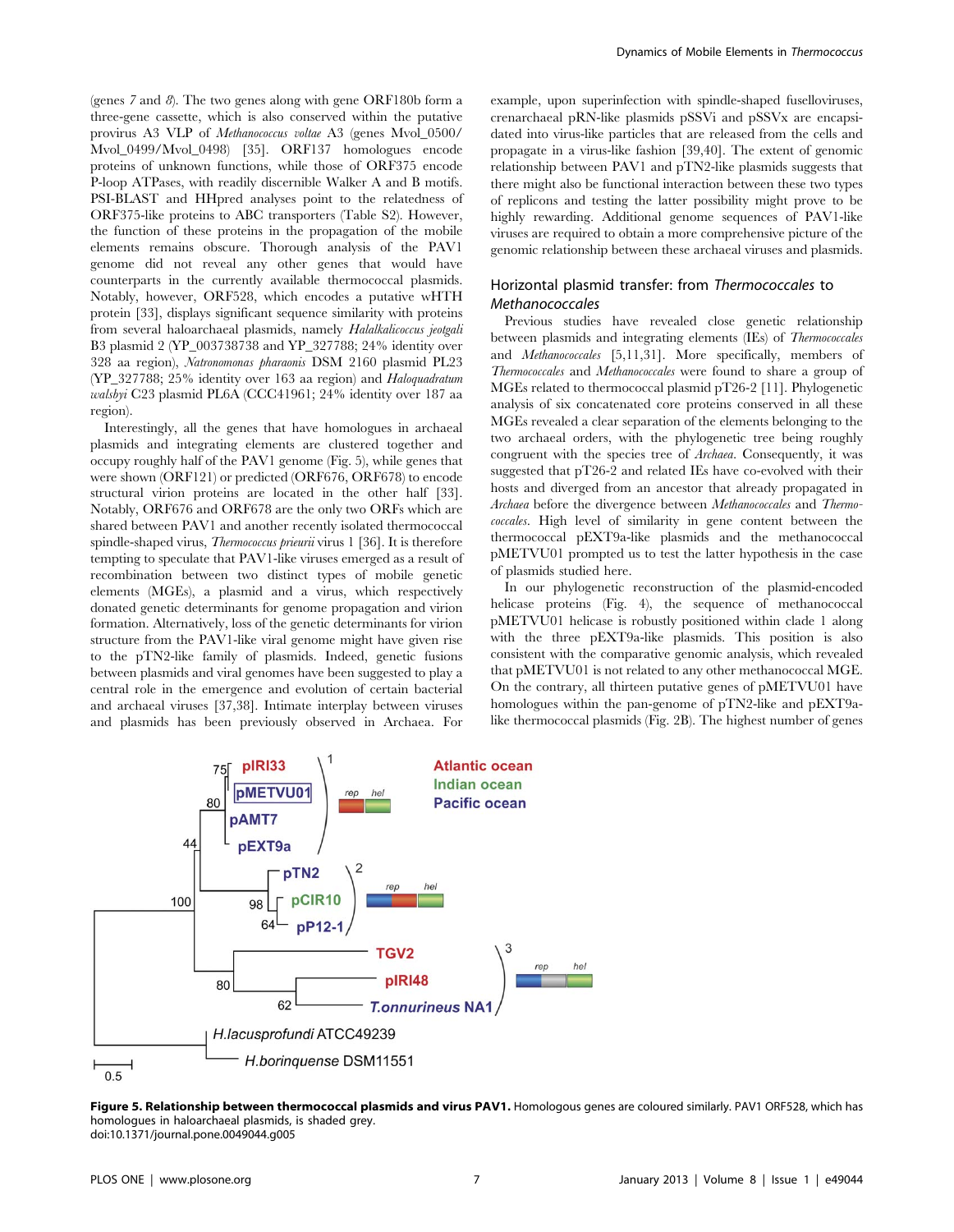(genes *7* and *8*). The two genes along with gene ORF180b form a three-gene cassette, which is also conserved within the putative provirus A3 VLP of *Methanococcus voltae* A3 (genes Mvol_0500/Mvol_0499/Mvol_0498) [35]. ORF137 homologues encode proteins of unknown functions, while those of ORF375 encode P-loop ATPases, with readily discernible Walker A and B motifs. PSI-BLAST and HHpred analyses point to the relatedness of ORF375-like proteins to ABC transporters (Table S2). However, the function of these proteins in the propagation of the mobile elements remains obscure. Thorough analysis of the PAV1 genome did not reveal any other genes that would have counterparts in the currently available thermococcal plasmids. Notably, however, ORF528, which encodes a putative wHTH protein [33], displays significant sequence similarity with proteins from several haloarchaeal plasmids, namely *Halalkalicoccus jeotgali* B3 plasmid 2 (YP_003738738 and YP_327788; 24% identity over 328 aa region), *Natronomonas pharaonis* DSM 2160 plasmid PL23 (YP_327788; 25% identity over 163 aa region) and *Haloquadratum walsbyi* C23 plasmid PL6A (CCC41961; 24% identity over 187 aa region).

Interestingly, all the genes that have homologues in archaeal plasmids and integrating elements are clustered together and occupy roughly half of the PAV1 genome (Fig. 5), while genes that were shown (ORF121) or predicted (ORF676, ORF678) to encode structural virion proteins are located in the other half [33]. Notably, ORF676 and ORF678 are the only two ORFs which are shared between PAV1 and another recently isolated thermococcal spindle-shaped virus, *Thermococcus prieurii* virus 1 [36]. It is therefore tempting to speculate that PAV1-like viruses emerged as a result of recombination between two distinct types of mobile genetic elements (MGEs), a plasmid and a virus, which respectively donated genetic determinants for genome propagation and virion formation. Alternatively, loss of the genetic determinants for virion structure from the PAV1-like viral genome might have given rise to the pTN2-like family of plasmids. Indeed, genetic fusions between plasmids and viral genomes have been suggested to play a central role in the emergence and evolution of certain bacterial and archaeal viruses [37,38]. Intimate interplay between viruses and plasmids has been previously observed in Archaea. For example, upon superinfection with spindle-shaped fuselloviruses, crenarchaeal pRN-like plasmids pSSVi and pSSVx are encapsidated into virus-like particles that are released from the cells and propagate in a virus-like fashion [39,40]. The extent of genomic relationship between PAV1 and pTN2-like plasmids suggests that there might also be functional interaction between these two types of replicons and testing the latter possibility might prove to be highly rewarding. Additional genome sequences of PAV1-like viruses are required to obtain a more comprehensive picture of the genomic relationship between these archaeal viruses and plasmids.

## Horizontal plasmid transfer: from *Thermococcales* to *Methanococcales*

Previous studies have revealed close genetic relationship between plasmids and integrating elements (IEs) of *Thermococcales* and *Methanococcales* [5,11,31]. More specifically, members of *Thermococcales* and *Methanococcales* were found to share a group of MGEs related to thermococcal plasmid pT26-2 [11]. Phylogenetic analysis of six concatenated core proteins conserved in all these MGEs revealed a clear separation of the elements belonging to the two archaeal orders, with the phylogenetic tree being roughly congruent with the species tree of *Archaea*. Consequently, it was suggested that pT26-2 and related IEs have co-evolved with their hosts and diverged from an ancestor that already propagated in *Archaea* before the divergence between *Methanococcales* and *Thermococcales*. High level of similarity in gene content between the thermococcal pEXT9a-like plasmids and the methanococcal pMETVU01 prompted us to test the latter hypothesis in the case of plasmids studied here.

In our phylogenetic reconstruction of the plasmid-encoded helicase proteins (Fig. 4), the sequence of methanococcal pMETVU01 helicase is robustly positioned within clade 1 along with the three pEXT9a-like plasmids. This position is also consistent with the comparative genomic analysis, which revealed that pMETVU01 is not related to any other methanococcal MGE. On the contrary, all thirteen putative genes of pMETVU01 have homologues within the pan-genome of pTN2-like and pEXT9a-like thermococcal plasmids (Fig. 2B). The highest number of genes

**Figure 5. Relationship between thermococcal plasmids and virus PAV1.** Homologous genes are coloured similarly. PAV1 ORF528, which has homologues in haloarchaeal plasmids, is shaded grey.
doi:10.1371/journal.pone.0049044.g005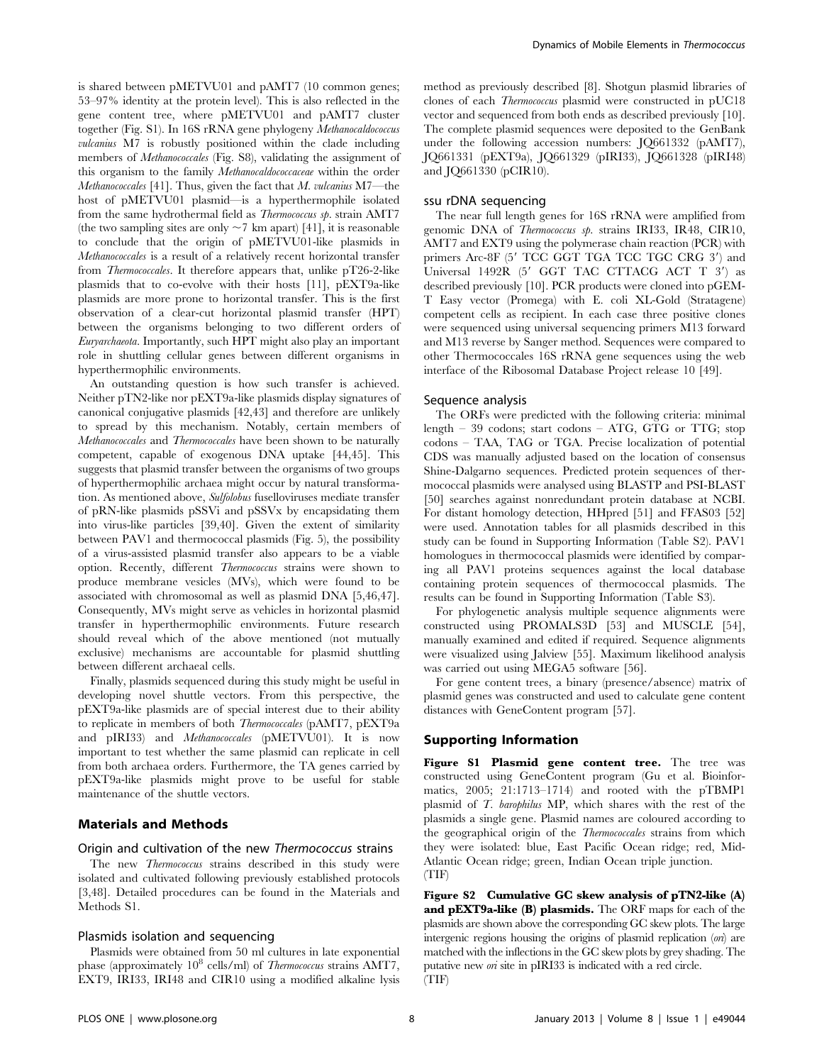is shared between pMETVU01 and pAMT7 (10 common genes; 53–97% identity at the protein level). This is also reflected in the gene content tree, where pMETVU01 and pAMT7 cluster together (Fig. S1). In 16S rRNA gene phylogeny *Methanocaldococcus vulcanius* M7 is robustly positioned within the clade including members of *Methanococcales* (Fig. S8), validating the assignment of this organism to the family *Methanocaldococcaceae* within the order *Methanococcales* [41]. Thus, given the fact that *M. vulcanius* M7—the host of pMETVU01 plasmid—is a hyperthermophile isolated from the same hydrothermal field as *Thermococcus sp.* strain AMT7 (the two sampling sites are only ~7 km apart) [41], it is reasonable to conclude that the origin of pMETVU01-like plasmids in *Methanococcales* is a result of a relatively recent horizontal transfer from *Thermococcales*. It therefore appears that, unlike pT26-2-like plasmids that to co-evolve with their hosts [11], pEXT9a-like plasmids are more prone to horizontal transfer. This is the first observation of a clear-cut horizontal plasmid transfer (HPT) between the organisms belonging to two different orders of *Euryarchaeota*. Importantly, such HPT might also play an important role in shuttling cellular genes between different organisms in hyperthermophilic environments.

An outstanding question is how such transfer is achieved. Neither pTN2-like nor pEXT9a-like plasmids display signatures of canonical conjugative plasmids [42,43] and therefore are unlikely to spread by this mechanism. Notably, certain members of *Methanococcales* and *Thermococcales* have been shown to be naturally competent, capable of exogenous DNA uptake [44,45]. This suggests that plasmid transfer between the organisms of two groups of hyperthermophilic archaea might occur by natural transformation. As mentioned above, *Sulfolobus* fuselloviruses mediate transfer of pRN-like plasmids pSSVi and pSSVx by encapsidating them into virus-like particles [39,40]. Given the extent of similarity between PAV1 and thermococcal plasmids (Fig. 5), the possibility of a virus-assisted plasmid transfer also appears to be a viable option. Recently, different *Thermococcus* strains were shown to produce membrane vesicles (MVs), which were found to be associated with chromosomal as well as plasmid DNA [5,46,47]. Consequently, MVs might serve as vehicles in horizontal plasmid transfer in hyperthermophilic environments. Future research should reveal which of the above mentioned (not mutually exclusive) mechanisms are accountable for plasmid shuttling between different archaeal cells.

Finally, plasmids sequenced during this study might be useful in developing novel shuttle vectors. From this perspective, the pEXT9a-like plasmids are of special interest due to their ability to replicate in members of both *Thermococcales* (pAMT7, pEXT9a and pIRI33) and *Methanococcales* (pMETVU01). It is now important to test whether the same plasmid can replicate in cell from both archaea orders. Furthermore, the TA genes carried by pEXT9a-like plasmids might prove to be useful for stable maintenance of the shuttle vectors.

## Materials and Methods

### Origin and cultivation of the new *Thermococcus* strains

The new *Thermococcus* strains described in this study were isolated and cultivated following previously established protocols [3,48]. Detailed procedures can be found in the Materials and Methods S1.

### Plasmids isolation and sequencing

Plasmids were obtained from 50 ml cultures in late exponential phase (approximately $10^8$ cells/ml) of *Thermococcus* strains AMT7, EXT9, IRI33, IRI48 and CIR10 using a modified alkaline lysis method as previously described [8]. Shotgun plasmid libraries of clones of each *Thermococcus* plasmid were constructed in pUC18 vector and sequenced from both ends as described previously [10]. The complete plasmid sequences were deposited to the GenBank under the following accession numbers: JQ661332 (pAMT7), JQ661331 (pEXT9a), JQ661329 (pIRI33), JQ661328 (pIRI48) and JQ661330 (pCIR10).

### ssu rDNA sequencing

The near full length genes for 16S rRNA were amplified from genomic DNA of *Thermococcus sp.* strains IRI33, IR48, CIR10, AMT7 and EXT9 using the polymerase chain reaction (PCR) with primers Arc-8F (5′ TCC GGT TGA TCC TGC CRG 3′) and Universal 1492R (5′ GGT TAC CTTACG ACT T 3′) as described previously [10]. PCR products were cloned into pGEM-T Easy vector (Promega) with E. coli XL-Gold (Stratagene) competent cells as recipient. In each case three positive clones were sequenced using universal sequencing primers M13 forward and M13 reverse by Sanger method. Sequences were compared to other Thermococcales 16S rRNA gene sequences using the web interface of the Ribosomal Database Project release 10 [49].

### Sequence analysis

The ORFs were predicted with the following criteria: minimal length – 39 codons; start codons – ATG, GTG or TTG; stop codons – TAA, TAG or TGA. Precise localization of potential CDS was manually adjusted based on the location of consensus Shine-Dalgarno sequences. Predicted protein sequences of thermococcal plasmids were analysed using BLASTP and PSI-BLAST [50] searches against nonredundant protein database at NCBI. For distant homology detection, HHpred [51] and FFAS03 [52] were used. Annotation tables for all plasmids described in this study can be found in Supporting Information (Table S2). PAV1 homologues in thermococcal plasmids were identified by comparing all PAV1 proteins sequences against the local database containing protein sequences of thermococcal plasmids. The results can be found in Supporting Information (Table S3).

For phylogenetic analysis multiple sequence alignments were constructed using PROMALS3D [53] and MUSCLE [54], manually examined and edited if required. Sequence alignments were visualized using Jalview [55]. Maximum likelihood analysis was carried out using MEGA5 software [56].

For gene content trees, a binary (presence/absence) matrix of plasmid genes was constructed and used to calculate gene content distances with GeneContent program [57].

## Supporting Information

**Figure S1 Plasmid gene content tree.** The tree was constructed using GeneContent program (Gu et al. Bioinformatics, 2005; 21:1713–1714) and rooted with the pTBMP1 plasmid of *T. barophilus* MP, which shares with the rest of the plasmids a single gene. Plasmid names are coloured according to the geographical origin of the *Thermococcales* strains from which they were isolated: blue, East Pacific Ocean ridge; red, Mid-Atlantic Ocean ridge; green, Indian Ocean triple junction.
(TIF)

**Figure S2 Cumulative GC skew analysis of pTN2-like (A) and pEXT9a-like (B) plasmids.** The ORF maps for each of the plasmids are shown above the corresponding GC skew plots. The large intergenic regions housing the origins of plasmid replication (*ori*) are matched with the inflections in the GC skew plots by grey shading. The putative new *ori* site in pIRI33 is indicated with a red circle.
(TIF)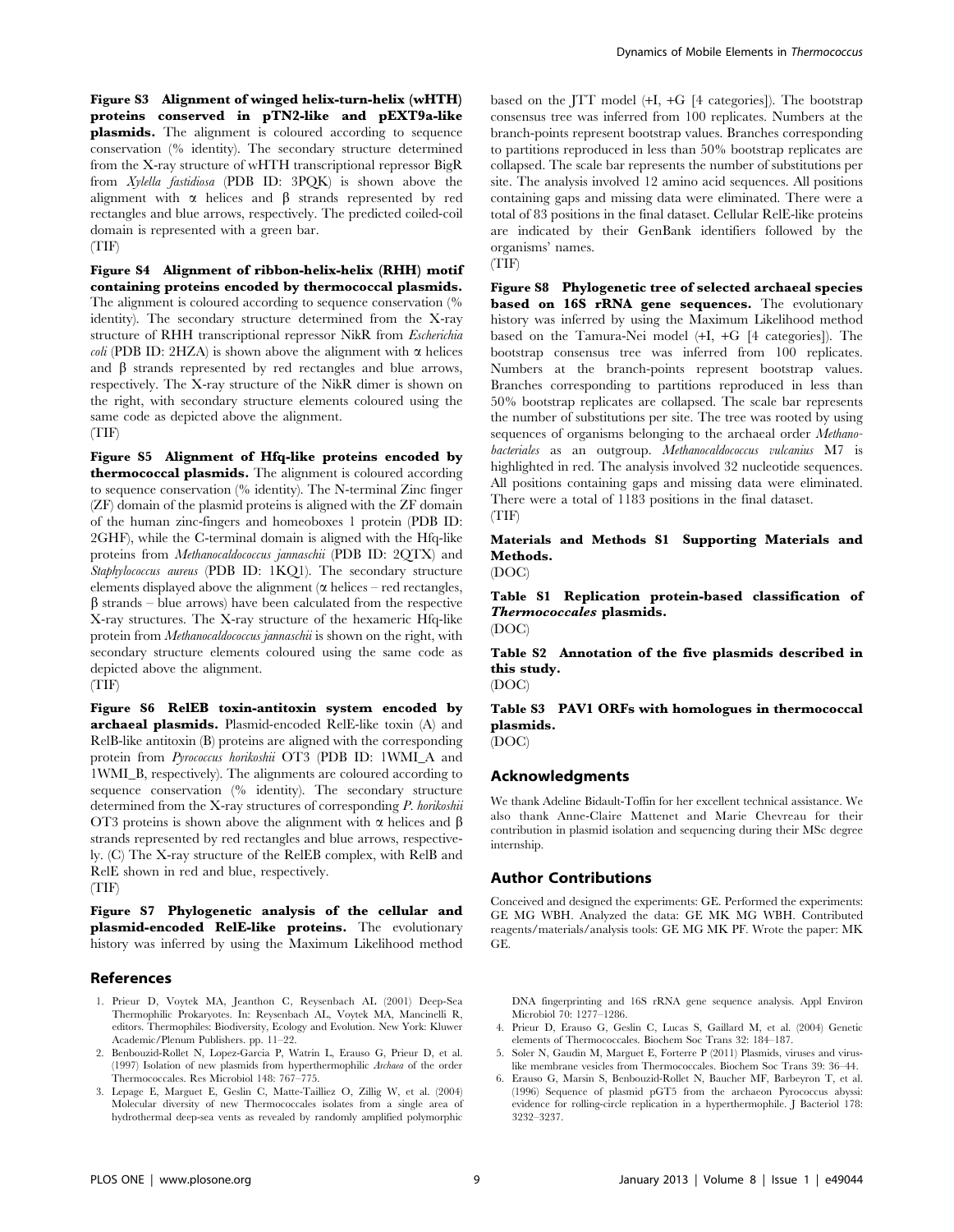**Figure S3 Alignment of winged helix-turn-helix (wHTH) proteins conserved in pTN2-like and pEXT9a-like plasmids.** The alignment is coloured according to sequence conservation (% identity). The secondary structure determined from the X-ray structure of wHTH transcriptional repressor BigR from *Xylella fastidiosa* (PDB ID: 3PQK) is shown above the alignment with α helices and β strands represented by red rectangles and blue arrows, respectively. The predicted coiled-coil domain is represented with a green bar.
(TIF)

**Figure S4 Alignment of ribbon-helix-helix (RHH) motif containing proteins encoded by thermococcal plasmids.** The alignment is coloured according to sequence conservation (% identity). The secondary structure determined from the X-ray structure of RHH transcriptional repressor NikR from *Escherichia coli* (PDB ID: 2HZA) is shown above the alignment with α helices and β strands represented by red rectangles and blue arrows, respectively. The X-ray structure of the NikR dimer is shown on the right, with secondary structure elements coloured using the same code as depicted above the alignment.
(TIF)

**Figure S5 Alignment of Hfq-like proteins encoded by thermococcal plasmids.** The alignment is coloured according to sequence conservation (% identity). The N-terminal Zinc finger (ZF) domain of the plasmid proteins is aligned with the ZF domain of the human zinc-fingers and homeoboxes 1 protein (PDB ID: 2GHF), while the C-terminal domain is aligned with the Hfq-like proteins from *Methanocaldococcus jannaschii* (PDB ID: 2QTX) and *Staphylococcus aureus* (PDB ID: 1KQ1). The secondary structure elements displayed above the alignment (α helices – red rectangles, β strands – blue arrows) have been calculated from the respective X-ray structures. The X-ray structure of the hexameric Hfq-like protein from *Methanocaldococcus jannaschii* is shown on the right, with secondary structure elements coloured using the same code as depicted above the alignment.
(TIF)

**Figure S6 RelEB toxin-antitoxin system encoded by archaeal plasmids.** Plasmid-encoded RelE-like toxin (A) and RelB-like antitoxin (B) proteins are aligned with the corresponding protein from *Pyrococcus horikoshii* OT3 (PDB ID: 1WMI_A and 1WMI_B, respectively). The alignments are coloured according to sequence conservation (% identity). The secondary structure determined from the X-ray structures of corresponding *P. horikoshii* OT3 proteins is shown above the alignment with α helices and β strands represented by red rectangles and blue arrows, respectively. (C) The X-ray structure of the RelEB complex, with RelB and RelE shown in red and blue, respectively.
(TIF)

**Figure S7 Phylogenetic analysis of the cellular and plasmid-encoded RelE-like proteins.** The evolutionary history was inferred by using the Maximum Likelihood method based on the JTT model (+I, +G [4 categories]). The bootstrap consensus tree was inferred from 100 replicates. Numbers at the branch-points represent bootstrap values. Branches corresponding to partitions reproduced in less than 50% bootstrap replicates are collapsed. The scale bar represents the number of substitutions per site. The analysis involved 12 amino acid sequences. All positions containing gaps and missing data were eliminated. There were a total of 83 positions in the final dataset. Cellular RelE-like proteins are indicated by their GenBank identifiers followed by the organisms' names.
(TIF)

**Figure S8 Phylogenetic tree of selected archaeal species based on 16S rRNA gene sequences.** The evolutionary history was inferred by using the Maximum Likelihood method based on the Tamura-Nei model (+I, +G [4 categories]). The bootstrap consensus tree was inferred from 100 replicates. Numbers at the branch-points represent bootstrap values. Branches corresponding to partitions reproduced in less than 50% bootstrap replicates are collapsed. The scale bar represents the number of substitutions per site. The tree was rooted by using sequences of organisms belonging to the archaeal order *Methanobacteriales* as an outgroup. *Methanocaldococcus vulcanius* M7 is highlighted in red. The analysis involved 32 nucleotide sequences. All positions containing gaps and missing data were eliminated. There were a total of 1183 positions in the final dataset.
(TIF)

**Materials and Methods S1 Supporting Materials and Methods.**
(DOC)

**Table S1 Replication protein-based classification of *Thermococcales* plasmids.**
(DOC)

**Table S2 Annotation of the five plasmids described in this study.**
(DOC)

**Table S3 PAV1 ORFs with homologues in thermococcal plasmids.**
(DOC)

## Acknowledgments

We thank Adeline Bidault-Toffin for her excellent technical assistance. We also thank Anne-Claire Mattenet and Marie Chevreau for their contribution in plasmid isolation and sequencing during their MSc degree internship.

## Author Contributions

Conceived and designed the experiments: GE. Performed the experiments: GE MG WBH. Analyzed the data: GE MK MG WBH. Contributed reagents/materials/analysis tools: GE MG MK PF. Wrote the paper: MK GE.

## References

1. Prieur D, Voytek MA, Jeanthon C, Reysenbach AL (2001) Deep-Sea Thermophilic Prokaryotes. In: Reysenbach AL, Voytek MA, Mancinelli R, editors. Thermophiles: Biodiversity, Ecology and Evolution. New York: Kluwer Academic/Plenum Publishers. pp. 11–22.
2. Benbouzid-Rollet N, Lopez-Garcia P, Watrin L, Erauso G, Prieur D, et al. (1997) Isolation of new plasmids from hyperthermophilic *Archaea* of the order Thermococcales. Res Microbiol 148: 767–775.
3. Lepage E, Marguet E, Geslin C, Matte-Tailliez O, Zillig W, et al. (2004) Molecular diversity of new Thermococcales isolates from a single area of hydrothermal deep-sea vents as revealed by randomly amplified polymorphic DNA fingerprinting and 16S rRNA gene sequence analysis. Appl Environ Microbiol 70: 1277–1286.
4. Prieur D, Erauso G, Geslin C, Lucas S, Gaillard M, et al. (2004) Genetic elements of Thermococcales. Biochem Soc Trans 32: 184–187.
5. Soler N, Gaudin M, Marguet E, Forterre P (2011) Plasmids, viruses and virus-like membrane vesicles from Thermococcales. Biochem Soc Trans 39: 36–44.
6. Erauso G, Marsin S, Benbouzid-Rollet N, Baucher MF, Barbeyron T, et al. (1996) Sequence of plasmid pGT5 from the archaeon Pyrococcus abyssi: evidence for rolling-circle replication in a hyperthermophile. J Bacteriol 178: 3232–3237.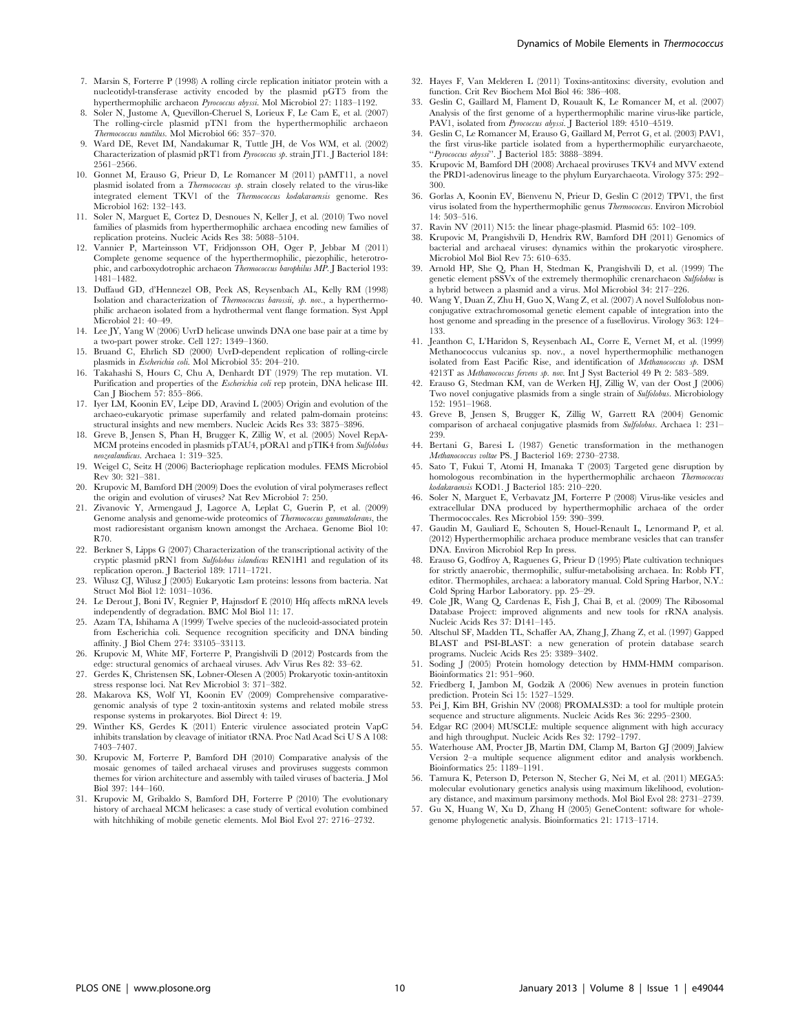7. Marsin S, Forterre P (1998) A rolling circle replication initiator protein with a nucleotidyl-transferase activity encoded by the plasmid pGT5 from the hyperthermophilic archaeon *Pyrococcus abyssi*. Mol Microbiol 27: 1183–1192.
8. Soler N, Justome A, Quevillon-Cheruel S, Lorieux F, Le Cam E, et al. (2007) The rolling-circle plasmid pTN1 from the hyperthermophilic archaeon *Thermococcus nautilus*. Mol Microbiol 66: 357–370.
9. Ward DE, Revet IM, Nandakumar R, Tuttle JH, de Vos WM, et al. (2002) Characterization of plasmid pRT1 from *Pyrococcus sp.* strain JT1. J Bacteriol 184: 2561–2566.
10. Gonnet M, Erauso G, Prieur D, Le Romancer M (2011) pAMT11, a novel plasmid isolated from a *Thermococcus sp.* strain closely related to the virus-like integrated element TKV1 of the *Thermococcus kodakaraensis* genome. Res Microbiol 162: 132–143.
11. Soler N, Marguet E, Cortez D, Desnoues N, Keller J, et al. (2010) Two novel families of plasmids from hyperthermophilic archaea encoding new families of replication proteins. Nucleic Acids Res 38: 5088–5104.
12. Vannier P, Marteinsson VT, Fridjonsson OH, Oger P, Jebbar M (2011) Complete genome sequence of the hyperthermophilic, piezophilic, heterotrophic, and carboxydotrophic archaeon *Thermococcus barophilus MP*. J Bacteriol 193: 1481–1482.
13. Duffaud GD, d'Hennezel OB, Peek AS, Reysenbach AL, Kelly RM (1998) Isolation and characterization of *Thermococcus barossii, sp. nov.*, a hyperthermophilic archaeon isolated from a hydrothermal vent flange formation. Syst Appl Microbiol 21: 40–49.
14. Lee JY, Yang W (2006) UvrD helicase unwinds DNA one base pair at a time by a two-part power stroke. Cell 127: 1349–1360.
15. Bruand C, Ehrlich SD (2000) UvrD-dependent replication of rolling-circle plasmids in *Escherichia coli*. Mol Microbiol 35: 204–210.
16. Takahashi S, Hours C, Chu A, Denhardt DT (1979) The rep mutation. VI. Purification and properties of the *Escherichia coli* rep protein, DNA helicase III. Can J Biochem 57: 855–866.
17. Iyer LM, Koonin EV, Leipe DD, Aravind L (2005) Origin and evolution of the archaeo-eukaryotic primase superfamily and related palm-domain proteins: structural insights and new members. Nucleic Acids Res 33: 3875–3896.
18. Greve B, Jensen S, Phan H, Brugger K, Zillig W, et al. (2005) Novel RepA-MCM proteins encoded in plasmids pTAU4, pORA1 and pTIK4 from *Sulfolobus neozealandicus*. Archaea 1: 319–325.
19. Weigel C, Seitz H (2006) Bacteriophage replication modules. FEMS Microbiol Rev 30: 321–381.
20. Krupovic M, Bamford DH (2009) Does the evolution of viral polymerases reflect the origin and evolution of viruses? Nat Rev Microbiol 7: 250.
21. Zivanovic Y, Armengaud J, Lagorce A, Leplat C, Guerin P, et al. (2009) Genome analysis and genome-wide proteomics of *Thermococcus gammatolerans*, the most radioresistant organism known amongst the Archaea. Genome Biol 10: R70.
22. Berkner S, Lipps G (2007) Characterization of the transcriptional activity of the cryptic plasmid pRN1 from *Sulfolobus islandicus* REN1H1 and regulation of its replication operon. J Bacteriol 189: 1711–1721.
23. Wilusz CJ, Wilusz J (2005) Eukaryotic Lsm proteins: lessons from bacteria. Nat Struct Mol Biol 12: 1031–1036.
24. Le Derout J, Boni IV, Regnier P, Hajnsdorf E (2010) Hfq affects mRNA levels independently of degradation. BMC Mol Biol 11: 17.
25. Azam TA, Ishihama A (1999) Twelve species of the nucleoid-associated protein from Escherichia coli. Sequence recognition specificity and DNA binding affinity. J Biol Chem 274: 33105–33113.
26. Krupovic M, White MF, Forterre P, Prangishvili D (2012) Postcards from the edge: structural genomics of archaeal viruses. Adv Virus Res 82: 33–62.
27. Gerdes K, Christensen SK, Lobner-Olesen A (2005) Prokaryotic toxin-antitoxin stress response loci. Nat Rev Microbiol 3: 371–382.
28. Makarova KS, Wolf YI, Koonin EV (2009) Comprehensive comparative-genomic analysis of type 2 toxin-antitoxin systems and related mobile stress response systems in prokaryotes. Biol Direct 4: 19.
29. Winther KS, Gerdes K (2011) Enteric virulence associated protein VapC inhibits translation by cleavage of initiator tRNA. Proc Natl Acad Sci U S A 108: 7403–7407.
30. Krupovic M, Forterre P, Bamford DH (2010) Comparative analysis of the mosaic genomes of tailed archaeal viruses and proviruses suggests common themes for virion architecture and assembly with tailed viruses of bacteria. J Mol Biol 397: 144–160.
31. Krupovic M, Gribaldo S, Bamford DH, Forterre P (2010) The evolutionary history of archaeal MCM helicases: a case study of vertical evolution combined with hitchhiking of mobile genetic elements. Mol Biol Evol 27: 2716–2732.
32. Hayes F, Van Melderen L (2011) Toxins-antitoxins: diversity, evolution and function. Crit Rev Biochem Mol Biol 46: 386–408.
33. Geslin C, Gaillard M, Flament D, Rouault K, Le Romancer M, et al. (2007) Analysis of the first genome of a hyperthermophilic marine virus-like particle, PAV1, isolated from *Pyrococcus abyssi*. J Bacteriol 189: 4510–4519.
34. Geslin C, Le Romancer M, Erauso G, Gaillard M, Perrot G, et al. (2003) PAV1, the first virus-like particle isolated from a hyperthermophilic euryarchaeote, "*Pyrococcus abyssi*". J Bacteriol 185: 3888–3894.
35. Krupovic M, Bamford DH (2008) Archaeal proviruses TKV4 and MVV extend the PRD1-adenovirus lineage to the phylum Euryarchaeota. Virology 375: 292–300.
36. Gorlas A, Koonin EV, Bienvenu N, Prieur D, Geslin C (2012) TPV1, the first virus isolated from the hyperthermophilic genus *Thermococcus*. Environ Microbiol 14: 503–516.
37. Ravin NV (2011) N15: the linear phage-plasmid. Plasmid 65: 102–109.
38. Krupovic M, Prangishvili D, Hendrix RW, Bamford DH (2011) Genomics of bacterial and archaeal viruses: dynamics within the prokaryotic virosphere. Microbiol Mol Biol Rev 75: 610–635.
39. Arnold HP, She Q, Phan H, Stedman K, Prangishvili D, et al. (1999) The genetic element pSSVx of the extremely thermophilic crenarchaeon *Sulfolobus* is a hybrid between a plasmid and a virus. Mol Microbiol 34: 217–226.
40. Wang Y, Duan Z, Zhu H, Guo X, Wang Z, et al. (2007) A novel Sulfolobus non-conjugative extrachromosomal genetic element capable of integration into the host genome and spreading in the presence of a fusellovirus. Virology 363: 124–133.
41. Jeanthon C, L'Haridon S, Reysenbach AL, Corre E, Vernet M, et al. (1999) Methanococcus vulcanius sp. nov., a novel hyperthermophilic methanogen isolated from East Pacific Rise, and identification of *Methanococcus sp.* DSM 4213T as *Methanococcus fervens sp. nov.* Int J Syst Bacteriol 49 Pt 2: 583–589.
42. Erauso G, Stedman KM, van de Werken HJ, Zillig W, van der Oost J (2006) Two novel conjugative plasmids from a single strain of *Sulfolobus*. Microbiology 152: 1951–1968.
43. Greve B, Jensen S, Brugger K, Zillig W, Garrett RA (2004) Genomic comparison of archaeal conjugative plasmids from *Sulfolobus*. Archaea 1: 231–239.
44. Bertani G, Baresi L (1987) Genetic transformation in the methanogen *Methanococcus voltae* PS. J Bacteriol 169: 2730–2738.
45. Sato T, Fukui T, Atomi H, Imanaka T (2003) Targeted gene disruption by homologous recombination in the hyperthermophilic archaeon *Thermococcus kodakaraensis* KOD1. J Bacteriol 185: 210–220.
46. Soler N, Marguet E, Verbavatz JM, Forterre P (2008) Virus-like vesicles and extracellular DNA produced by hyperthermophilic archaea of the order Thermococcales. Res Microbiol 159: 390–399.
47. Gaudin M, Gauliard E, Schouten S, Houel-Renault L, Lenormand P, et al. (2012) Hyperthermophilic archaea produce membrane vesicles that can transfer DNA. Environ Microbiol Rep In press.
48. Erauso G, Godfroy A, Raguenes G, Prieur D (1995) Plate cultivation techniques for strictly anaerobic, thermophilic, sulfur-metabolising archaea. In: Robb FT, editor. Thermophiles, archaea: a laboratory manual. Cold Spring Harbor, N.Y.: Cold Spring Harbor Laboratory. pp. 25–29.
49. Cole JR, Wang Q, Cardenas E, Fish J, Chai B, et al. (2009) The Ribosomal Database Project: improved alignments and new tools for rRNA analysis. Nucleic Acids Res 37: D141–145.
50. Altschul SF, Madden TL, Schaffer AA, Zhang J, Zhang Z, et al. (1997) Gapped BLAST and PSI-BLAST: a new generation of protein database search programs. Nucleic Acids Res 25: 3389–3402.
51. Soding J (2005) Protein homology detection by HMM-HMM comparison. Bioinformatics 21: 951–960.
52. Friedberg I, Jambon M, Godzik A (2006) New avenues in protein function prediction. Protein Sci 15: 1527–1529.
53. Pei J, Kim BH, Grishin NV (2008) PROMALS3D: a tool for multiple protein sequence and structure alignments. Nucleic Acids Res 36: 2295–2300.
54. Edgar RC (2004) MUSCLE: multiple sequence alignment with high accuracy and high throughput. Nucleic Acids Res 32: 1792–1797.
55. Waterhouse AM, Procter JB, Martin DM, Clamp M, Barton GJ (2009) Jalview Version 2–a multiple sequence alignment editor and analysis workbench. Bioinformatics 25: 1189–1191.
56. Tamura K, Peterson D, Peterson N, Stecher G, Nei M, et al. (2011) MEGA5: molecular evolutionary genetics analysis using maximum likelihood, evolutionary distance, and maximum parsimony methods. Mol Biol Evol 28: 2731–2739.
57. Gu X, Huang W, Xu D, Zhang H (2005) GeneContent: software for whole-genome phylogenetic analysis. Bioinformatics 21: 1713–1714.